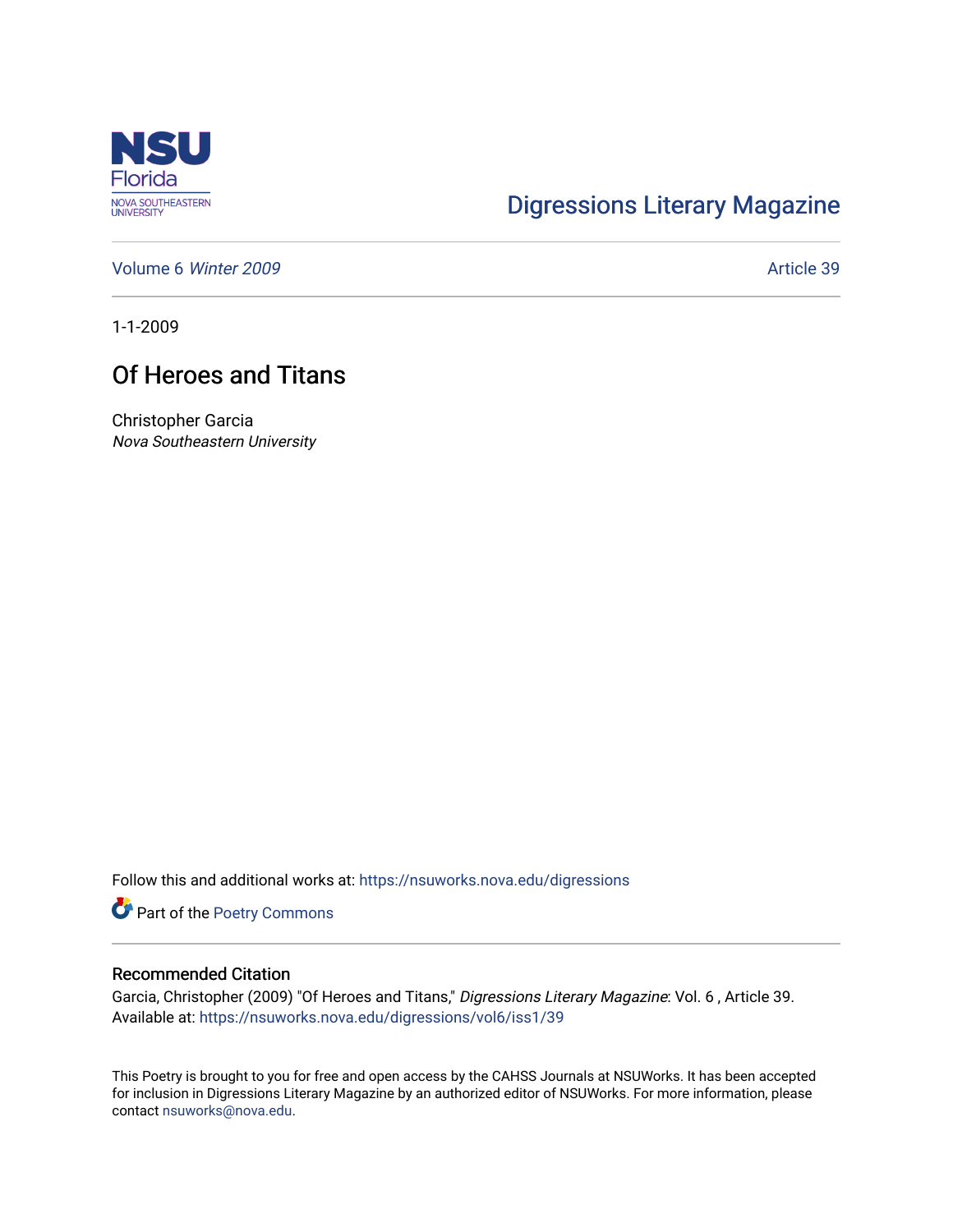Digressions Literary Magazine

Volume 6 *Winter 2009* Article 39

1-1-2009

# Of Heroes and Titans

Christopher Garcia
*Nova Southeastern University*

Follow this and additional works at: https://nsuworks.nova.edu/digressions

Part of the Poetry Commons

## Recommended Citation

Garcia, Christopher (2009) "Of Heroes and Titans," *Digressions Literary Magazine*: Vol. 6 , Article 39.
Available at: https://nsuworks.nova.edu/digressions/vol6/iss1/39

This Poetry is brought to you for free and open access by the CAHSS Journals at NSUWorks. It has been accepted for inclusion in Digressions Literary Magazine by an authorized editor of NSUWorks. For more information, please contact nsuworks@nova.edu.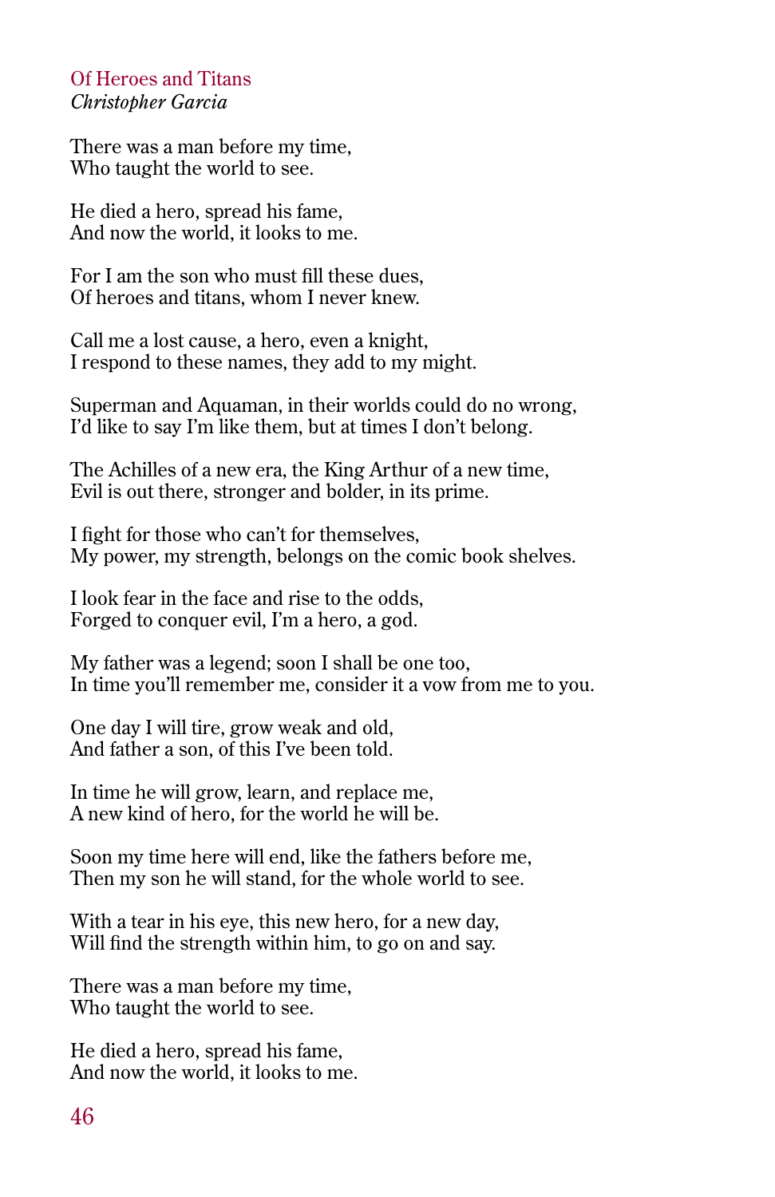## Of Heroes and Titans

*Christopher Garcia*

There was a man before my time,  
Who taught the world to see.

He died a hero, spread his fame,  
And now the world, it looks to me.

For I am the son who must fill these dues,  
Of heroes and titans, whom I never knew.

Call me a lost cause, a hero, even a knight,  
I respond to these names, they add to my might.

Superman and Aquaman, in their worlds could do no wrong,  
I'd like to say I'm like them, but at times I don't belong.

The Achilles of a new era, the King Arthur of a new time,  
Evil is out there, stronger and bolder, in its prime.

I fight for those who can't for themselves,  
My power, my strength, belongs on the comic book shelves.

I look fear in the face and rise to the odds,  
Forged to conquer evil, I'm a hero, a god.

My father was a legend; soon I shall be one too,  
In time you'll remember me, consider it a vow from me to you.

One day I will tire, grow weak and old,  
And father a son, of this I've been told.

In time he will grow, learn, and replace me,  
A new kind of hero, for the world he will be.

Soon my time here will end, like the fathers before me,  
Then my son he will stand, for the whole world to see.

With a tear in his eye, this new hero, for a new day,  
Will find the strength within him, to go on and say.

There was a man before my time,  
Who taught the world to see.

He died a hero, spread his fame,  
And now the world, it looks to me.